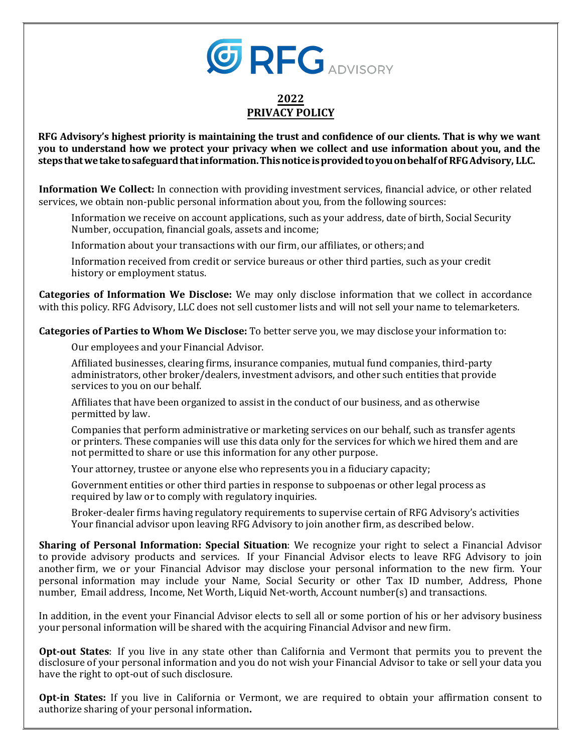# RFG ADVISORY

## 2022
## PRIVACY POLICY

**RFG Advisory's highest priority is maintaining the trust and confidence of our clients. That is why we want you to understand how we protect your privacy when we collect and use information about you, and the steps that we take to safeguard that information. This notice is provided to you on behalf of RFG Advisory, LLC.**

**Information We Collect:** In connection with providing investment services, financial advice, or other related services, we obtain non-public personal information about you, from the following sources:

Information we receive on account applications, such as your address, date of birth, Social Security Number, occupation, financial goals, assets and income;

Information about your transactions with our firm, our affiliates, or others; and

Information received from credit or service bureaus or other third parties, such as your credit history or employment status.

**Categories of Information We Disclose:** We may only disclose information that we collect in accordance with this policy. RFG Advisory, LLC does not sell customer lists and will not sell your name to telemarketers.

**Categories of Parties to Whom We Disclose:** To better serve you, we may disclose your information to:

Our employees and your Financial Advisor.

Affiliated businesses, clearing firms, insurance companies, mutual fund companies, third-party administrators, other broker/dealers, investment advisors, and other such entities that provide services to you on our behalf.

Affiliates that have been organized to assist in the conduct of our business, and as otherwise permitted by law.

Companies that perform administrative or marketing services on our behalf, such as transfer agents or printers. These companies will use this data only for the services for which we hired them and are not permitted to share or use this information for any other purpose.

Your attorney, trustee or anyone else who represents you in a fiduciary capacity;

Government entities or other third parties in response to subpoenas or other legal process as required by law or to comply with regulatory inquiries.

Broker-dealer firms having regulatory requirements to supervise certain of RFG Advisory's activities Your financial advisor upon leaving RFG Advisory to join another firm, as described below.

**Sharing of Personal Information: Special Situation**: We recognize your right to select a Financial Advisor to provide advisory products and services. If your Financial Advisor elects to leave RFG Advisory to join another firm, we or your Financial Advisor may disclose your personal information to the new firm. Your personal information may include your Name, Social Security or other Tax ID number, Address, Phone number, Email address, Income, Net Worth, Liquid Net-worth, Account number(s) and transactions.

In addition, in the event your Financial Advisor elects to sell all or some portion of his or her advisory business your personal information will be shared with the acquiring Financial Advisor and new firm.

**Opt-out States**: If you live in any state other than California and Vermont that permits you to prevent the disclosure of your personal information and you do not wish your Financial Advisor to take or sell your data you have the right to opt-out of such disclosure.

**Opt-in States:** If you live in California or Vermont, we are required to obtain your affirmation consent to authorize sharing of your personal information**.**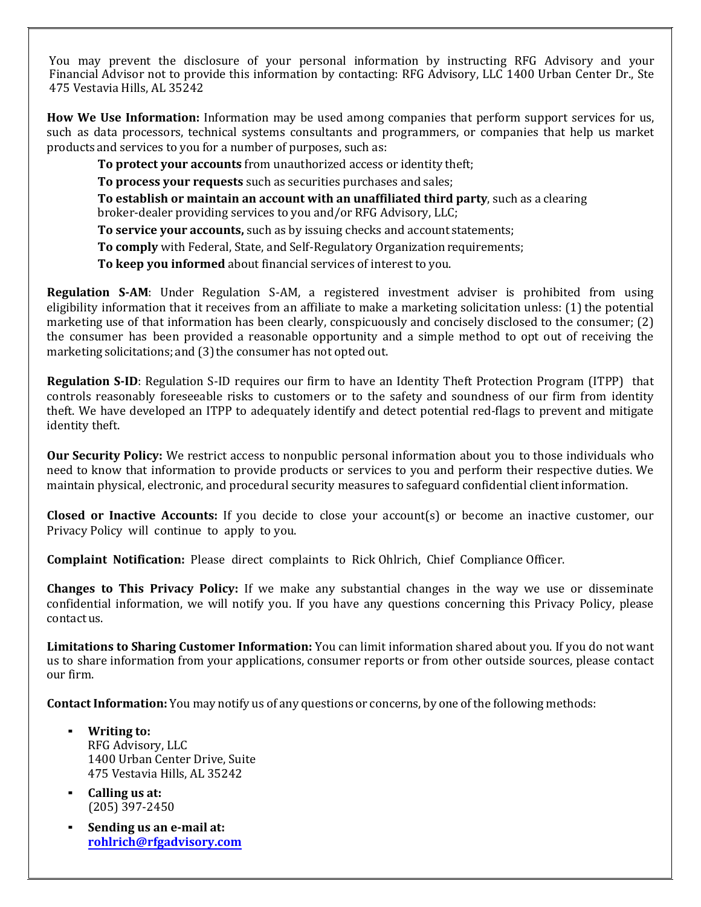You may prevent the disclosure of your personal information by instructing RFG Advisory and your Financial Advisor not to provide this information by contacting: RFG Advisory, LLC 1400 Urban Center Dr., Ste 475 Vestavia Hills, AL 35242

**How We Use Information:** Information may be used among companies that perform support services for us, such as data processors, technical systems consultants and programmers, or companies that help us market products and services to you for a number of purposes, such as:

**To protect your accounts** from unauthorized access or identity theft;

**To process your requests** such as securities purchases and sales;

**To establish or maintain an account with an unaffiliated third party**, such as a clearing broker-dealer providing services to you and/or RFG Advisory, LLC;

**To service your accounts,** such as by issuing checks and account statements;

**To comply** with Federal, State, and Self-Regulatory Organization requirements;

**To keep you informed** about financial services of interest to you.

**Regulation S-AM**: Under Regulation S-AM, a registered investment adviser is prohibited from using eligibility information that it receives from an affiliate to make a marketing solicitation unless: (1) the potential marketing use of that information has been clearly, conspicuously and concisely disclosed to the consumer; (2) the consumer has been provided a reasonable opportunity and a simple method to opt out of receiving the marketing solicitations; and (3) the consumer has not opted out.

**Regulation S-ID**: Regulation S-ID requires our firm to have an Identity Theft Protection Program (ITPP) that controls reasonably foreseeable risks to customers or to the safety and soundness of our firm from identity theft. We have developed an ITPP to adequately identify and detect potential red-flags to prevent and mitigate identity theft.

**Our Security Policy:** We restrict access to nonpublic personal information about you to those individuals who need to know that information to provide products or services to you and perform their respective duties. We maintain physical, electronic, and procedural security measures to safeguard confidential client information.

**Closed or Inactive Accounts:** If you decide to close your account(s) or become an inactive customer, our Privacy Policy will continue to apply to you.

**Complaint Notification:** Please direct complaints to Rick Ohlrich, Chief Compliance Officer.

**Changes to This Privacy Policy:** If we make any substantial changes in the way we use or disseminate confidential information, we will notify you. If you have any questions concerning this Privacy Policy, please contact us.

**Limitations to Sharing Customer Information:** You can limit information shared about you. If you do not want us to share information from your applications, consumer reports or from other outside sources, please contact our firm.

**Contact Information:** You may notify us of any questions or concerns, by one of the following methods:

- **Writing to:**
  RFG Advisory, LLC
  1400 Urban Center Drive, Suite
  475 Vestavia Hills, AL 35242
- **Calling us at:**
  (205) 397-2450
- **Sending us an e-mail at:**
  **rohlrich@rfgadvisory.com**